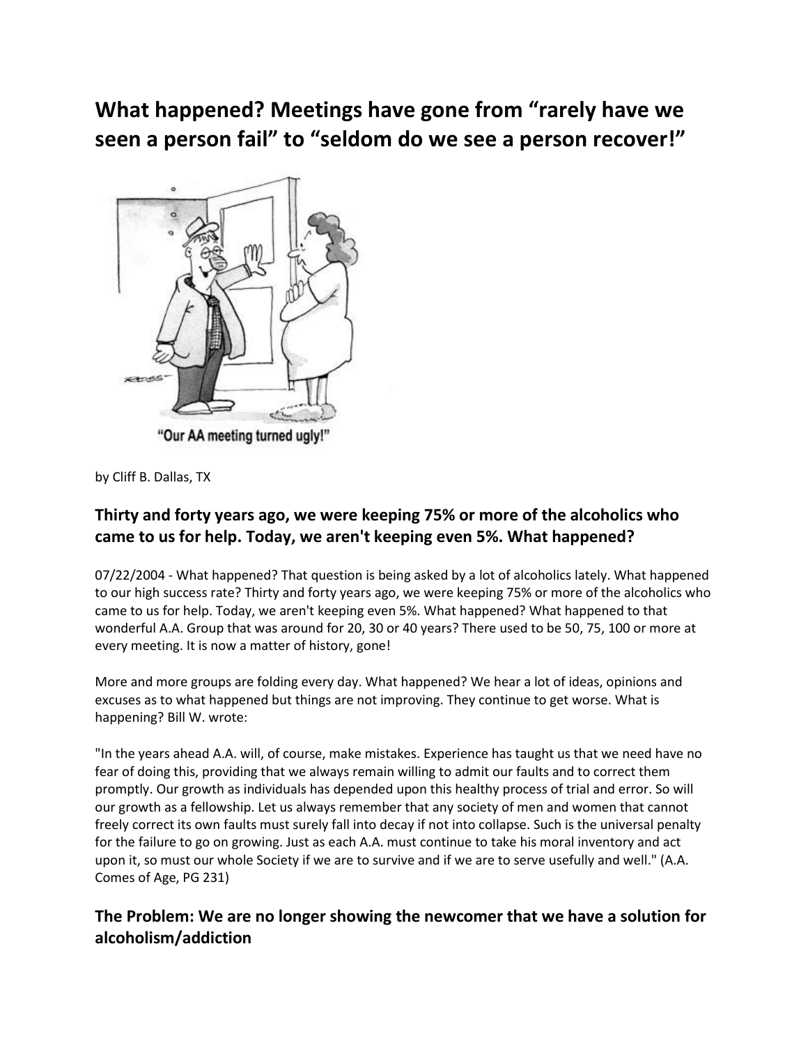# What happened? Meetings have gone from "rarely have we seen a person fail" to "seldom do we see a person recover!"

"Our AA meeting turned ugly!"

by Cliff B. Dallas, TX

## Thirty and forty years ago, we were keeping 75% or more of the alcoholics who came to us for help. Today, we aren't keeping even 5%. What happened?

07/22/2004 - What happened? That question is being asked by a lot of alcoholics lately. What happened to our high success rate? Thirty and forty years ago, we were keeping 75% or more of the alcoholics who came to us for help. Today, we aren't keeping even 5%. What happened? What happened to that wonderful A.A. Group that was around for 20, 30 or 40 years? There used to be 50, 75, 100 or more at every meeting. It is now a matter of history, gone!

More and more groups are folding every day. What happened? We hear a lot of ideas, opinions and excuses as to what happened but things are not improving. They continue to get worse. What is happening? Bill W. wrote:

"In the years ahead A.A. will, of course, make mistakes. Experience has taught us that we need have no fear of doing this, providing that we always remain willing to admit our faults and to correct them promptly. Our growth as individuals has depended upon this healthy process of trial and error. So will our growth as a fellowship. Let us always remember that any society of men and women that cannot freely correct its own faults must surely fall into decay if not into collapse. Such is the universal penalty for the failure to go on growing. Just as each A.A. must continue to take his moral inventory and act upon it, so must our whole Society if we are to survive and if we are to serve usefully and well." (A.A. Comes of Age, PG 231)

## The Problem: We are no longer showing the newcomer that we have a solution for alcoholism/addiction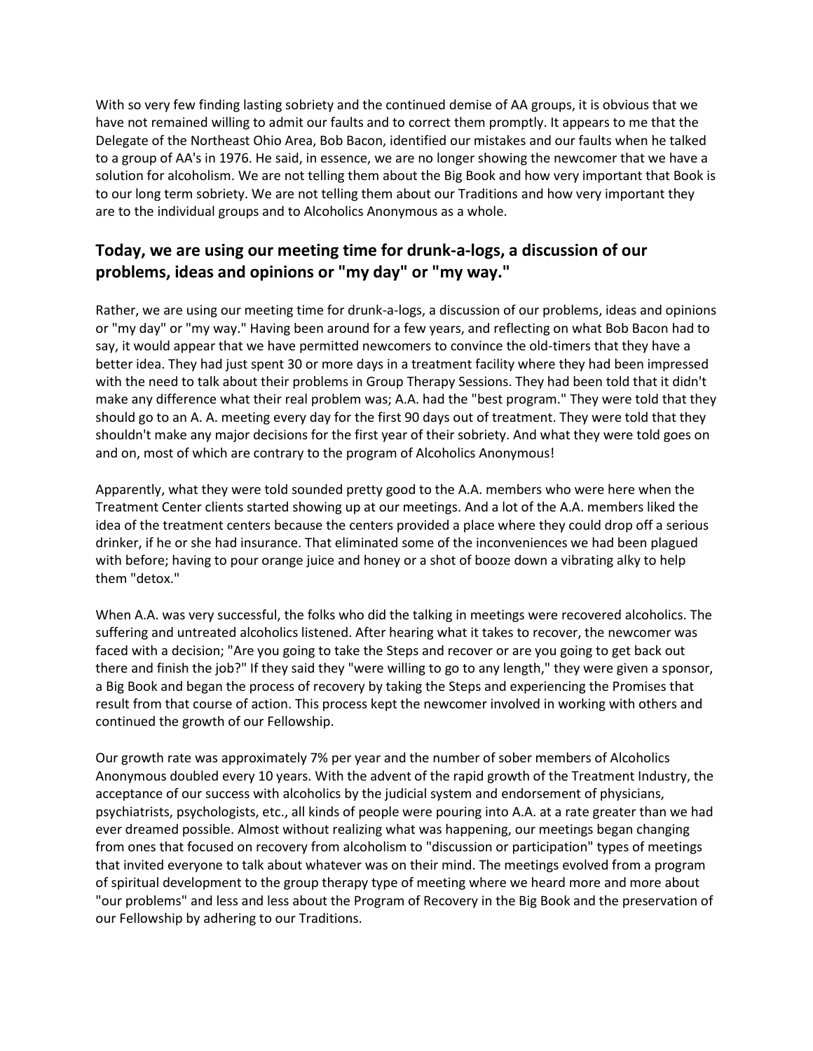With so very few finding lasting sobriety and the continued demise of AA groups, it is obvious that we have not remained willing to admit our faults and to correct them promptly. It appears to me that the Delegate of the Northeast Ohio Area, Bob Bacon, identified our mistakes and our faults when he talked to a group of AA's in 1976. He said, in essence, we are no longer showing the newcomer that we have a solution for alcoholism. We are not telling them about the Big Book and how very important that Book is to our long term sobriety. We are not telling them about our Traditions and how very important they are to the individual groups and to Alcoholics Anonymous as a whole.

## Today, we are using our meeting time for drunk-a-logs, a discussion of our problems, ideas and opinions or "my day" or "my way."

Rather, we are using our meeting time for drunk-a-logs, a discussion of our problems, ideas and opinions or "my day" or "my way." Having been around for a few years, and reflecting on what Bob Bacon had to say, it would appear that we have permitted newcomers to convince the old-timers that they have a better idea. They had just spent 30 or more days in a treatment facility where they had been impressed with the need to talk about their problems in Group Therapy Sessions. They had been told that it didn't make any difference what their real problem was; A.A. had the "best program." They were told that they should go to an A. A. meeting every day for the first 90 days out of treatment. They were told that they shouldn't make any major decisions for the first year of their sobriety. And what they were told goes on and on, most of which are contrary to the program of Alcoholics Anonymous!

Apparently, what they were told sounded pretty good to the A.A. members who were here when the Treatment Center clients started showing up at our meetings. And a lot of the A.A. members liked the idea of the treatment centers because the centers provided a place where they could drop off a serious drinker, if he or she had insurance. That eliminated some of the inconveniences we had been plagued with before; having to pour orange juice and honey or a shot of booze down a vibrating alky to help them "detox."

When A.A. was very successful, the folks who did the talking in meetings were recovered alcoholics. The suffering and untreated alcoholics listened. After hearing what it takes to recover, the newcomer was faced with a decision; "Are you going to take the Steps and recover or are you going to get back out there and finish the job?" If they said they "were willing to go to any length," they were given a sponsor, a Big Book and began the process of recovery by taking the Steps and experiencing the Promises that result from that course of action. This process kept the newcomer involved in working with others and continued the growth of our Fellowship.

Our growth rate was approximately 7% per year and the number of sober members of Alcoholics Anonymous doubled every 10 years. With the advent of the rapid growth of the Treatment Industry, the acceptance of our success with alcoholics by the judicial system and endorsement of physicians, psychiatrists, psychologists, etc., all kinds of people were pouring into A.A. at a rate greater than we had ever dreamed possible. Almost without realizing what was happening, our meetings began changing from ones that focused on recovery from alcoholism to "discussion or participation" types of meetings that invited everyone to talk about whatever was on their mind. The meetings evolved from a program of spiritual development to the group therapy type of meeting where we heard more and more about "our problems" and less and less about the Program of Recovery in the Big Book and the preservation of our Fellowship by adhering to our Traditions.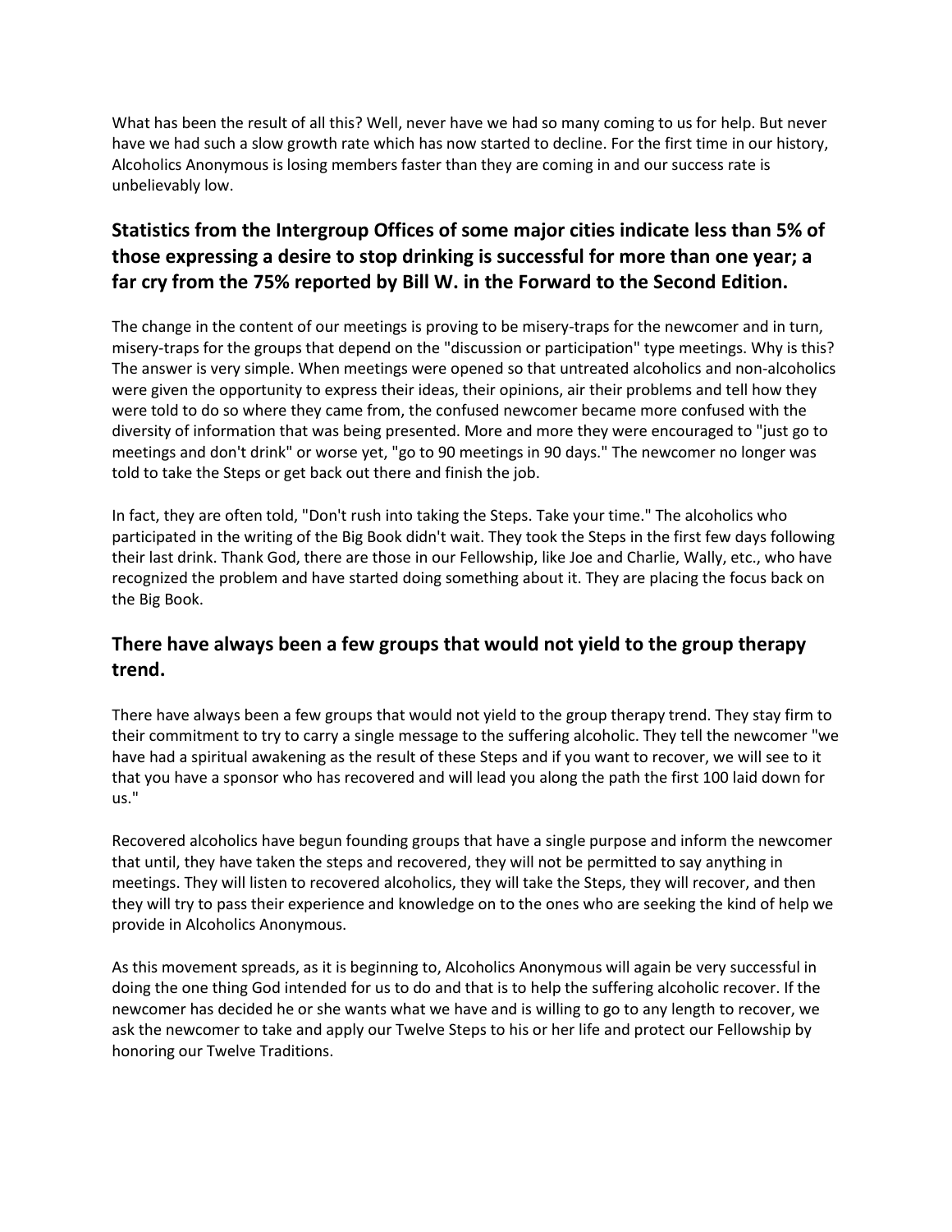What has been the result of all this? Well, never have we had so many coming to us for help. But never have we had such a slow growth rate which has now started to decline. For the first time in our history, Alcoholics Anonymous is losing members faster than they are coming in and our success rate is unbelievably low.

## Statistics from the Intergroup Offices of some major cities indicate less than 5% of those expressing a desire to stop drinking is successful for more than one year; a far cry from the 75% reported by Bill W. in the Forward to the Second Edition.

The change in the content of our meetings is proving to be misery-traps for the newcomer and in turn, misery-traps for the groups that depend on the "discussion or participation" type meetings. Why is this? The answer is very simple. When meetings were opened so that untreated alcoholics and non-alcoholics were given the opportunity to express their ideas, their opinions, air their problems and tell how they were told to do so where they came from, the confused newcomer became more confused with the diversity of information that was being presented. More and more they were encouraged to "just go to meetings and don't drink" or worse yet, "go to 90 meetings in 90 days." The newcomer no longer was told to take the Steps or get back out there and finish the job.

In fact, they are often told, "Don't rush into taking the Steps. Take your time." The alcoholics who participated in the writing of the Big Book didn't wait. They took the Steps in the first few days following their last drink. Thank God, there are those in our Fellowship, like Joe and Charlie, Wally, etc., who have recognized the problem and have started doing something about it. They are placing the focus back on the Big Book.

## There have always been a few groups that would not yield to the group therapy trend.

There have always been a few groups that would not yield to the group therapy trend. They stay firm to their commitment to try to carry a single message to the suffering alcoholic. They tell the newcomer "we have had a spiritual awakening as the result of these Steps and if you want to recover, we will see to it that you have a sponsor who has recovered and will lead you along the path the first 100 laid down for us."

Recovered alcoholics have begun founding groups that have a single purpose and inform the newcomer that until, they have taken the steps and recovered, they will not be permitted to say anything in meetings. They will listen to recovered alcoholics, they will take the Steps, they will recover, and then they will try to pass their experience and knowledge on to the ones who are seeking the kind of help we provide in Alcoholics Anonymous.

As this movement spreads, as it is beginning to, Alcoholics Anonymous will again be very successful in doing the one thing God intended for us to do and that is to help the suffering alcoholic recover. If the newcomer has decided he or she wants what we have and is willing to go to any length to recover, we ask the newcomer to take and apply our Twelve Steps to his or her life and protect our Fellowship by honoring our Twelve Traditions.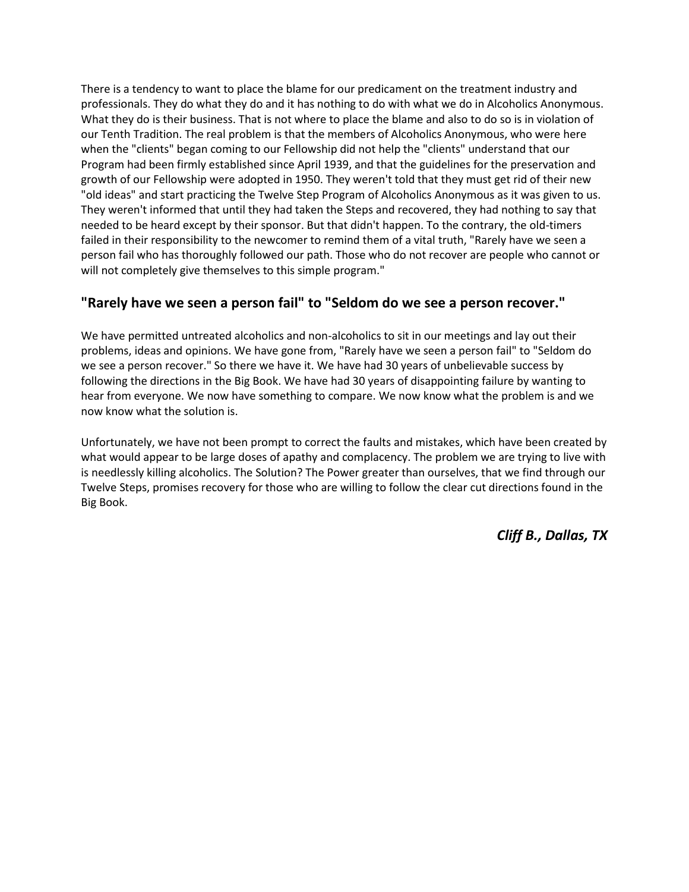There is a tendency to want to place the blame for our predicament on the treatment industry and professionals. They do what they do and it has nothing to do with what we do in Alcoholics Anonymous. What they do is their business. That is not where to place the blame and also to do so is in violation of our Tenth Tradition. The real problem is that the members of Alcoholics Anonymous, who were here when the "clients" began coming to our Fellowship did not help the "clients" understand that our Program had been firmly established since April 1939, and that the guidelines for the preservation and growth of our Fellowship were adopted in 1950. They weren't told that they must get rid of their new "old ideas" and start practicing the Twelve Step Program of Alcoholics Anonymous as it was given to us. They weren't informed that until they had taken the Steps and recovered, they had nothing to say that needed to be heard except by their sponsor. But that didn't happen. To the contrary, the old-timers failed in their responsibility to the newcomer to remind them of a vital truth, "Rarely have we seen a person fail who has thoroughly followed our path. Those who do not recover are people who cannot or will not completely give themselves to this simple program."

## "Rarely have we seen a person fail" to "Seldom do we see a person recover."

We have permitted untreated alcoholics and non-alcoholics to sit in our meetings and lay out their problems, ideas and opinions. We have gone from, "Rarely have we seen a person fail" to "Seldom do we see a person recover." So there we have it. We have had 30 years of unbelievable success by following the directions in the Big Book. We have had 30 years of disappointing failure by wanting to hear from everyone. We now have something to compare. We now know what the problem is and we now know what the solution is.

Unfortunately, we have not been prompt to correct the faults and mistakes, which have been created by what would appear to be large doses of apathy and complacency. The problem we are trying to live with is needlessly killing alcoholics. The Solution? The Power greater than ourselves, that we find through our Twelve Steps, promises recovery for those who are willing to follow the clear cut directions found in the Big Book.

***Cliff B., Dallas, TX***